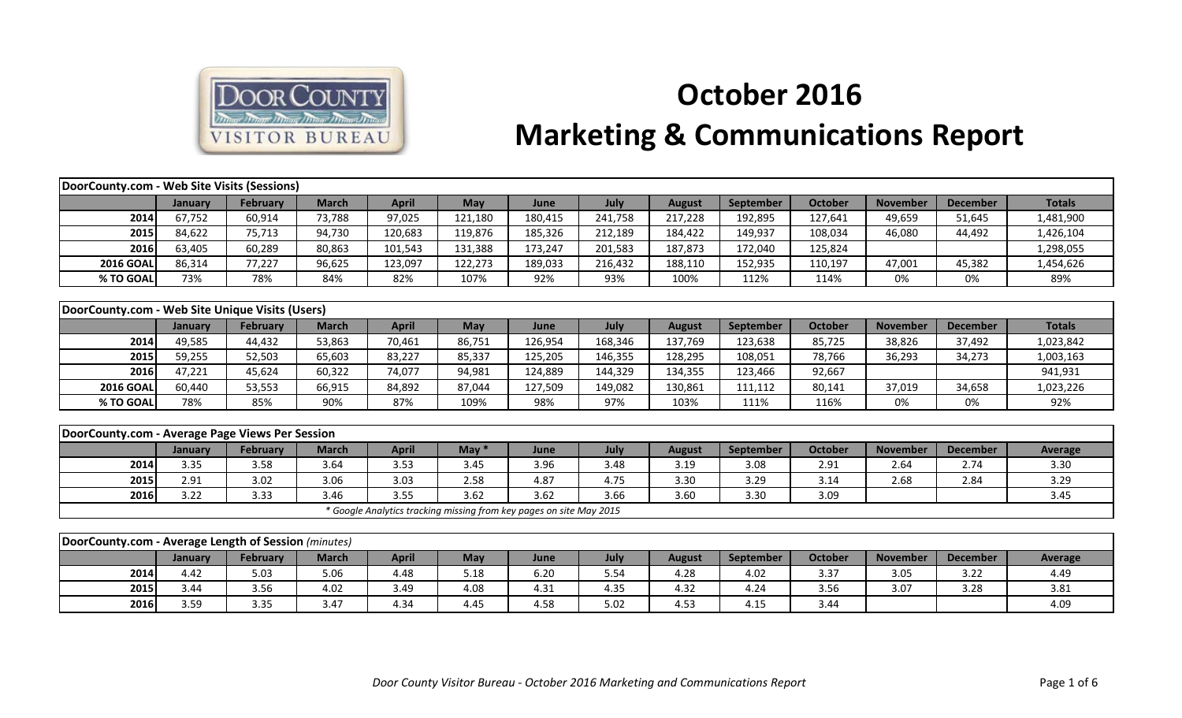# October 2016
# Marketing & Communications Report

**DoorCounty.com - Web Site Visits (Sessions)**

| | January | February | March | April | May | June | July | August | September | October | November | December | Totals |
|---|---|---|---|---|---|---|---|---|---|---|---|---|---|
| **2014** | 67,752 | 60,914 | 73,788 | 97,025 | 121,180 | 180,415 | 241,758 | 217,228 | 192,895 | 127,641 | 49,659 | 51,645 | 1,481,900 |
| **2015** | 84,622 | 75,713 | 94,730 | 120,683 | 119,876 | 185,326 | 212,189 | 184,422 | 149,937 | 108,034 | 46,080 | 44,492 | 1,426,104 |
| **2016** | 63,405 | 60,289 | 80,863 | 101,543 | 131,388 | 173,247 | 201,583 | 187,873 | 172,040 | 125,824 | | | 1,298,055 |
| **2016 GOAL** | 86,314 | 77,227 | 96,625 | 123,097 | 122,273 | 189,033 | 216,432 | 188,110 | 152,935 | 110,197 | 47,001 | 45,382 | 1,454,626 |
| **% TO GOAL** | 73% | 78% | 84% | 82% | 107% | 92% | 93% | 100% | 112% | 114% | 0% | 0% | 89% |

**DoorCounty.com - Web Site Unique Visits (Users)**

| | January | February | March | April | May | June | July | August | September | October | November | December | Totals |
|---|---|---|---|---|---|---|---|---|---|---|---|---|---|
| **2014** | 49,585 | 44,432 | 53,863 | 70,461 | 86,751 | 126,954 | 168,346 | 137,769 | 123,638 | 85,725 | 38,826 | 37,492 | 1,023,842 |
| **2015** | 59,255 | 52,503 | 65,603 | 83,227 | 85,337 | 125,205 | 146,355 | 128,295 | 108,051 | 78,766 | 36,293 | 34,273 | 1,003,163 |
| **2016** | 47,221 | 45,624 | 60,322 | 74,077 | 94,981 | 124,889 | 144,329 | 134,355 | 123,466 | 92,667 | | | 941,931 |
| **2016 GOAL** | 60,440 | 53,553 | 66,915 | 84,892 | 87,044 | 127,509 | 149,082 | 130,861 | 111,112 | 80,141 | 37,019 | 34,658 | 1,023,226 |
| **% TO GOAL** | 78% | 85% | 90% | 87% | 109% | 98% | 97% | 103% | 111% | 116% | 0% | 0% | 92% |

**DoorCounty.com - Average Page Views Per Session**

| | January | February | March | April | May * | June | July | August | September | October | November | December | Average |
|---|---|---|---|---|---|---|---|---|---|---|---|---|---|
| **2014** | 3.35 | 3.58 | 3.64 | 3.53 | 3.45 | 3.96 | 3.48 | 3.19 | 3.08 | 2.91 | 2.64 | 2.74 | 3.30 |
| **2015** | 2.91 | 3.02 | 3.06 | 3.03 | 2.58 | 4.87 | 4.75 | 3.30 | 3.29 | 3.14 | 2.68 | 2.84 | 3.29 |
| **2016** | 3.22 | 3.33 | 3.46 | 3.55 | 3.62 | 3.62 | 3.66 | 3.60 | 3.30 | 3.09 | | | 3.45 |

*\* Google Analytics tracking missing from key pages on site May 2015*

**DoorCounty.com - Average Length of Session** *(minutes)*

| | January | February | March | April | May | June | July | August | September | October | November | December | Average |
|---|---|---|---|---|---|---|---|---|---|---|---|---|---|
| **2014** | 4.42 | 5.03 | 5.06 | 4.48 | 5.18 | 6.20 | 5.54 | 4.28 | 4.02 | 3.37 | 3.05 | 3.22 | 4.49 |
| **2015** | 3.44 | 3.56 | 4.02 | 3.49 | 4.08 | 4.31 | 4.35 | 4.32 | 4.24 | 3.56 | 3.07 | 3.28 | 3.81 |
| **2016** | 3.59 | 3.35 | 3.47 | 4.34 | 4.45 | 4.58 | 5.02 | 4.53 | 4.15 | 3.44 | | | 4.09 |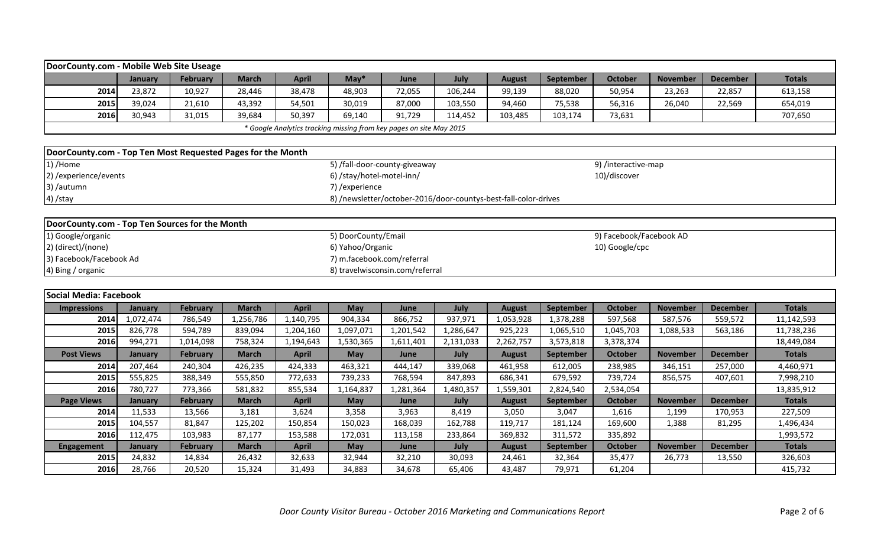## DoorCounty.com - Mobile Web Site Useage

| | January | February | March | April | May* | June | July | August | September | October | November | December | Totals |
|---|---|---|---|---|---|---|---|---|---|---|---|---|---|
| 2014 | 23,872 | 10,927 | 28,446 | 38,478 | 48,903 | 72,055 | 106,244 | 99,139 | 88,020 | 50,954 | 23,263 | 22,857 | 613,158 |
| 2015 | 39,024 | 21,610 | 43,392 | 54,501 | 30,019 | 87,000 | 103,550 | 94,460 | 75,538 | 56,316 | 26,040 | 22,569 | 654,019 |
| 2016 | 30,943 | 31,015 | 39,684 | 50,397 | 69,140 | 91,729 | 114,452 | 103,485 | 103,174 | 73,631 | | | 707,650 |

*\* Google Analytics tracking missing from key pages on site May 2015*

## DoorCounty.com - Top Ten Most Requested Pages for the Month

1) /Home
2) /experience/events
3) /autumn
4) /stay
5) /fall-door-county-giveaway
6) /stay/hotel-motel-inn/
7) /experience
8) /newsletter/october-2016/door-countys-best-fall-color-drives
9) /interactive-map
10)/discover

## DoorCounty.com - Top Ten Sources for the Month

1) Google/organic
2) (direct)/(none)
3) Facebook/Facebook Ad
4) Bing / organic
5) DoorCounty/Email
6) Yahoo/Organic
7) m.facebook.com/referral
8) travelwisconsin.com/referral
9) Facebook/Facebook AD
10) Google/cpc

## Social Media: Facebook

| Impressions | January | February | March | April | May | June | July | August | September | October | November | December | Totals |
|---|---|---|---|---|---|---|---|---|---|---|---|---|---|
| 2014 | 1,072,474 | 786,549 | 1,256,786 | 1,140,795 | 904,334 | 866,752 | 937,971 | 1,053,928 | 1,378,288 | 597,568 | 587,576 | 559,572 | 11,142,593 |
| 2015 | 826,778 | 594,789 | 839,094 | 1,204,160 | 1,097,071 | 1,201,542 | 1,286,647 | 925,223 | 1,065,510 | 1,045,703 | 1,088,533 | 563,186 | 11,738,236 |
| 2016 | 994,271 | 1,014,098 | 758,324 | 1,194,643 | 1,530,365 | 1,611,401 | 2,131,033 | 2,262,757 | 3,573,818 | 3,378,374 | | | 18,449,084 |
| **Post Views** | **January** | **February** | **March** | **April** | **May** | **June** | **July** | **August** | **September** | **October** | **November** | **December** | **Totals** |
| 2014 | 207,464 | 240,304 | 426,235 | 424,333 | 463,321 | 444,147 | 339,068 | 461,958 | 612,005 | 238,985 | 346,151 | 257,000 | 4,460,971 |
| 2015 | 555,825 | 388,349 | 555,850 | 772,633 | 739,233 | 768,594 | 847,893 | 686,341 | 679,592 | 739,724 | 856,575 | 407,601 | 7,998,210 |
| 2016 | 780,727 | 773,366 | 581,832 | 855,534 | 1,164,837 | 1,281,364 | 1,480,357 | 1,559,301 | 2,824,540 | 2,534,054 | | | 13,835,912 |
| **Page Views** | **January** | **February** | **March** | **April** | **May** | **June** | **July** | **August** | **September** | **October** | **November** | **December** | **Totals** |
| 2014 | 11,533 | 13,566 | 3,181 | 3,624 | 3,358 | 3,963 | 8,419 | 3,050 | 3,047 | 1,616 | 1,199 | 170,953 | 227,509 |
| 2015 | 104,557 | 81,847 | 125,202 | 150,854 | 150,023 | 168,039 | 162,788 | 119,717 | 181,124 | 169,600 | 1,388 | 81,295 | 1,496,434 |
| 2016 | 112,475 | 103,983 | 87,177 | 153,588 | 172,031 | 113,158 | 233,864 | 369,832 | 311,572 | 335,892 | | | 1,993,572 |
| **Engagement** | **January** | **February** | **March** | **April** | **May** | **June** | **July** | **August** | **September** | **October** | **November** | **December** | **Totals** |
| 2015 | 24,832 | 14,834 | 26,432 | 32,633 | 32,944 | 32,210 | 30,093 | 24,461 | 32,364 | 35,477 | 26,773 | 13,550 | 326,603 |
| 2016 | 28,766 | 20,520 | 15,324 | 31,493 | 34,883 | 34,678 | 65,406 | 43,487 | 79,971 | 61,204 | | | 415,732 |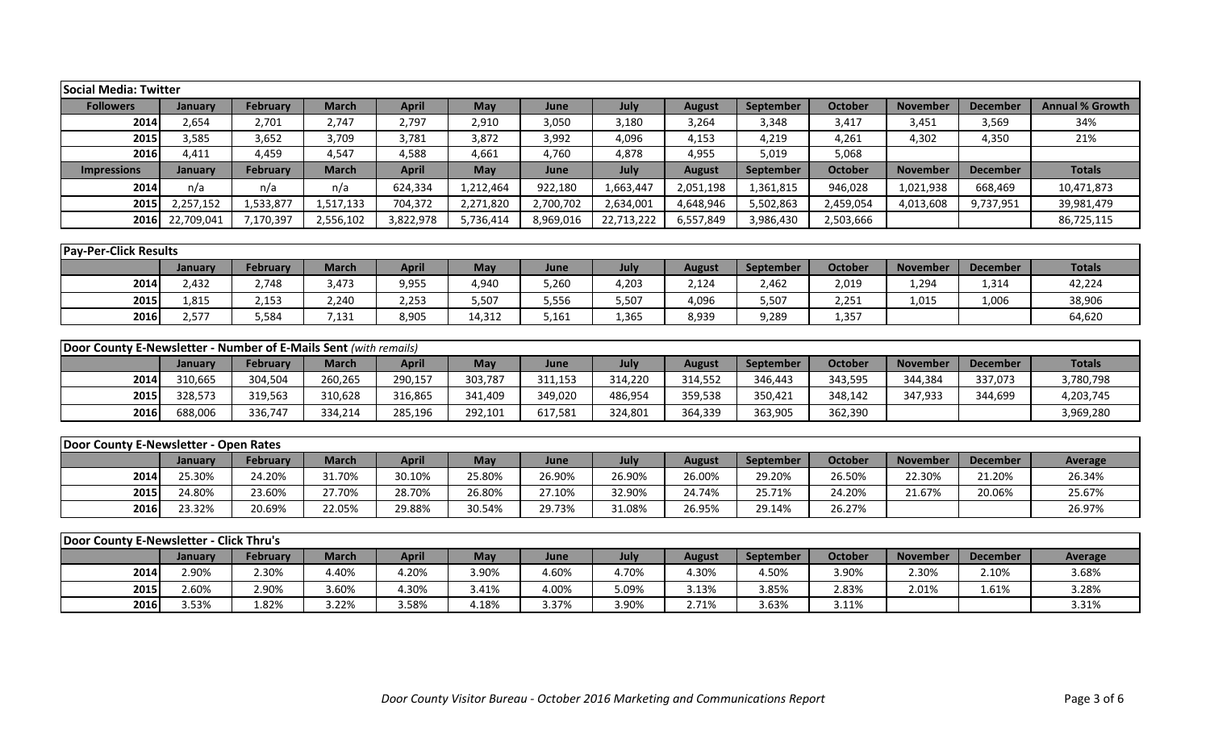## Social Media: Twitter

| Followers | January | February | March | April | May | June | July | August | September | October | November | December | Annual % Growth |
|---|---|---|---|---|---|---|---|---|---|---|---|---|---|
| 2014 | 2,654 | 2,701 | 2,747 | 2,797 | 2,910 | 3,050 | 3,180 | 3,264 | 3,348 | 3,417 | 3,451 | 3,569 | 34% |
| 2015 | 3,585 | 3,652 | 3,709 | 3,781 | 3,872 | 3,992 | 4,096 | 4,153 | 4,219 | 4,261 | 4,302 | 4,350 | 21% |
| 2016 | 4,411 | 4,459 | 4,547 | 4,588 | 4,661 | 4,760 | 4,878 | 4,955 | 5,019 | 5,068 | | | |
| **Impressions** | **January** | **February** | **March** | **April** | **May** | **June** | **July** | **August** | **September** | **October** | **November** | **December** | **Totals** |
| 2014 | n/a | n/a | n/a | 624,334 | 1,212,464 | 922,180 | 1,663,447 | 2,051,198 | 1,361,815 | 946,028 | 1,021,938 | 668,469 | 10,471,873 |
| 2015 | 2,257,152 | 1,533,877 | 1,517,133 | 704,372 | 2,271,820 | 2,700,702 | 2,634,001 | 4,648,946 | 5,502,863 | 2,459,054 | 4,013,608 | 9,737,951 | 39,981,479 |
| 2016 | 22,709,041 | 7,170,397 | 2,556,102 | 3,822,978 | 5,736,414 | 8,969,016 | 22,713,222 | 6,557,849 | 3,986,430 | 2,503,666 | | | 86,725,115 |

## Pay-Per-Click Results

| | January | February | March | April | May | June | July | August | September | October | November | December | Totals |
|---|---|---|---|---|---|---|---|---|---|---|---|---|---|
| 2014 | 2,432 | 2,748 | 3,473 | 9,955 | 4,940 | 5,260 | 4,203 | 2,124 | 2,462 | 2,019 | 1,294 | 1,314 | 42,224 |
| 2015 | 1,815 | 2,153 | 2,240 | 2,253 | 5,507 | 5,556 | 5,507 | 4,096 | 5,507 | 2,251 | 1,015 | 1,006 | 38,906 |
| 2016 | 2,577 | 5,584 | 7,131 | 8,905 | 14,312 | 5,161 | 1,365 | 8,939 | 9,289 | 1,357 | | | 64,620 |

## Door County E-Newsletter - Number of E-Mails Sent *(with remails)*

| | January | February | March | April | May | June | July | August | September | October | November | December | Totals |
|---|---|---|---|---|---|---|---|---|---|---|---|---|---|
| 2014 | 310,665 | 304,504 | 260,265 | 290,157 | 303,787 | 311,153 | 314,220 | 314,552 | 346,443 | 343,595 | 344,384 | 337,073 | 3,780,798 |
| 2015 | 328,573 | 319,563 | 310,628 | 316,865 | 341,409 | 349,020 | 486,954 | 359,538 | 350,421 | 348,142 | 347,933 | 344,699 | 4,203,745 |
| 2016 | 688,006 | 336,747 | 334,214 | 285,196 | 292,101 | 617,581 | 324,801 | 364,339 | 363,905 | 362,390 | | | 3,969,280 |

## Door County E-Newsletter - Open Rates

| | January | February | March | April | May | June | July | August | September | October | November | December | Average |
|---|---|---|---|---|---|---|---|---|---|---|---|---|---|
| 2014 | 25.30% | 24.20% | 31.70% | 30.10% | 25.80% | 26.90% | 26.90% | 26.00% | 29.20% | 26.50% | 22.30% | 21.20% | 26.34% |
| 2015 | 24.80% | 23.60% | 27.70% | 28.70% | 26.80% | 27.10% | 32.90% | 24.74% | 25.71% | 24.20% | 21.67% | 20.06% | 25.67% |
| 2016 | 23.32% | 20.69% | 22.05% | 29.88% | 30.54% | 29.73% | 31.08% | 26.95% | 29.14% | 26.27% | | | 26.97% |

## Door County E-Newsletter - Click Thru's

| | January | February | March | April | May | June | July | August | September | October | November | December | Average |
|---|---|---|---|---|---|---|---|---|---|---|---|---|---|
| 2014 | 2.90% | 2.30% | 4.40% | 4.20% | 3.90% | 4.60% | 4.70% | 4.30% | 4.50% | 3.90% | 2.30% | 2.10% | 3.68% |
| 2015 | 2.60% | 2.90% | 3.60% | 4.30% | 3.41% | 4.00% | 5.09% | 3.13% | 3.85% | 2.83% | 2.01% | 1.61% | 3.28% |
| 2016 | 3.53% | 1.82% | 3.22% | 3.58% | 4.18% | 3.37% | 3.90% | 2.71% | 3.63% | 3.11% | | | 3.31% |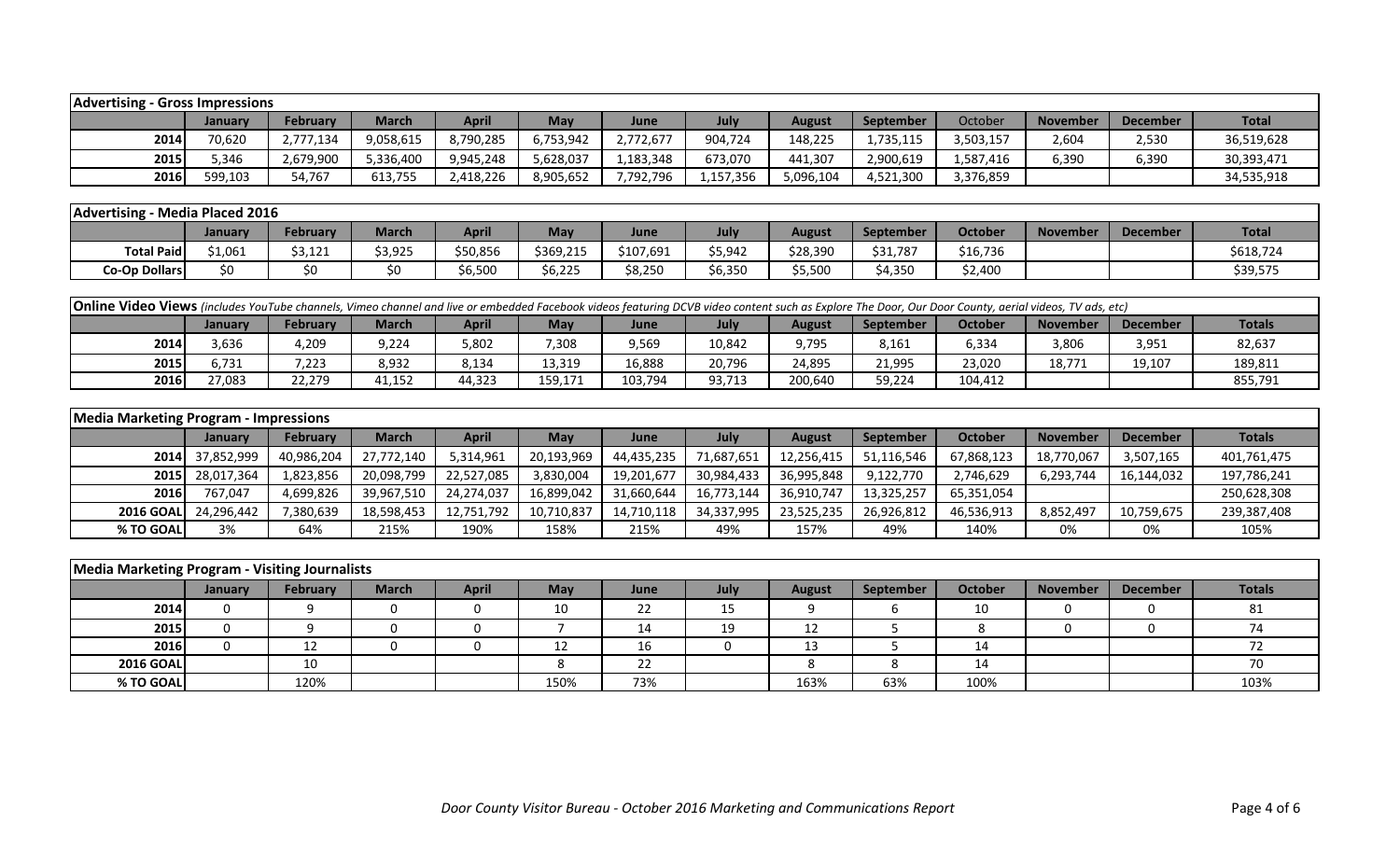| Advertising - Gross Impressions | | | | | | | | | | | | | |
|---|---|---|---|---|---|---|---|---|---|---|---|---|---|
| | January | February | March | April | May | June | July | August | September | October | November | December | Total |
| 2014 | 70,620 | 2,777,134 | 9,058,615 | 8,790,285 | 6,753,942 | 2,772,677 | 904,724 | 148,225 | 1,735,115 | 3,503,157 | 2,604 | 2,530 | 36,519,628 |
| 2015 | 5,346 | 2,679,900 | 5,336,400 | 9,945,248 | 5,628,037 | 1,183,348 | 673,070 | 441,307 | 2,900,619 | 1,587,416 | 6,390 | 6,390 | 30,393,471 |
| 2016 | 599,103 | 54,767 | 613,755 | 2,418,226 | 8,905,652 | 7,792,796 | 1,157,356 | 5,096,104 | 4,521,300 | 3,376,859 | | | 34,535,918 |

| Advertising - Media Placed 2016 | | | | | | | | | | | | | |
|---|---|---|---|---|---|---|---|---|---|---|---|---|---|
| | January | February | March | April | May | June | July | August | September | October | November | December | Total |
| Total Paid | $1,061 | $3,121 | $3,925 | $50,856 | $369,215 | $107,691 | $5,942 | $28,390 | $31,787 | $16,736 | | | $618,724 |
| Co-Op Dollars | $0 | $0 | $0 | $6,500 | $6,225 | $8,250 | $6,350 | $5,500 | $4,350 | $2,400 | | | $39,575 |

| **Online Video Views** *(includes YouTube channels, Vimeo channel and live or embedded Facebook videos featuring DCVB video content such as Explore The Door, Our Door County, aerial videos, TV ads, etc)* | | | | | | | | | | | | | |
|---|---|---|---|---|---|---|---|---|---|---|---|---|---|
| | January | February | March | April | May | June | July | August | September | October | November | December | Totals |
| 2014 | 3,636 | 4,209 | 9,224 | 5,802 | 7,308 | 9,569 | 10,842 | 9,795 | 8,161 | 6,334 | 3,806 | 3,951 | 82,637 |
| 2015 | 6,731 | 7,223 | 8,932 | 8,134 | 13,319 | 16,888 | 20,796 | 24,895 | 21,995 | 23,020 | 18,771 | 19,107 | 189,811 |
| 2016 | 27,083 | 22,279 | 41,152 | 44,323 | 159,171 | 103,794 | 93,713 | 200,640 | 59,224 | 104,412 | | | 855,791 |

| Media Marketing Program - Impressions | | | | | | | | | | | | | |
|---|---|---|---|---|---|---|---|---|---|---|---|---|---|
| | January | February | March | April | May | June | July | August | September | October | November | December | Totals |
| 2014 | 37,852,999 | 40,986,204 | 27,772,140 | 5,314,961 | 20,193,969 | 44,435,235 | 71,687,651 | 12,256,415 | 51,116,546 | 67,868,123 | 18,770,067 | 3,507,165 | 401,761,475 |
| 2015 | 28,017,364 | 1,823,856 | 20,098,799 | 22,527,085 | 3,830,004 | 19,201,677 | 30,984,433 | 36,995,848 | 9,122,770 | 2,746,629 | 6,293,744 | 16,144,032 | 197,786,241 |
| 2016 | 767,047 | 4,699,826 | 39,967,510 | 24,274,037 | 16,899,042 | 31,660,644 | 16,773,144 | 36,910,747 | 13,325,257 | 65,351,054 | | | 250,628,308 |
| 2016 GOAL | 24,296,442 | 7,380,639 | 18,598,453 | 12,751,792 | 10,710,837 | 14,710,118 | 34,337,995 | 23,525,235 | 26,926,812 | 46,536,913 | 8,852,497 | 10,759,675 | 239,387,408 |
| % TO GOAL | 3% | 64% | 215% | 190% | 158% | 215% | 49% | 157% | 49% | 140% | 0% | 0% | 105% |

| Media Marketing Program - Visiting Journalists | | | | | | | | | | | | | |
|---|---|---|---|---|---|---|---|---|---|---|---|---|---|
| | January | February | March | April | May | June | July | August | September | October | November | December | Totals |
| 2014 | 0 | 9 | 0 | 0 | 10 | 22 | 15 | 9 | 6 | 10 | 0 | 0 | 81 |
| 2015 | 0 | 9 | 0 | 0 | 7 | 14 | 19 | 12 | 5 | 8 | 0 | 0 | 74 |
| 2016 | 0 | 12 | 0 | 0 | 12 | 16 | 0 | 13 | 5 | 14 | | | 72 |
| 2016 GOAL | | 10 | | | 8 | 22 | | 8 | 8 | 14 | | | 70 |
| % TO GOAL | | 120% | | | 150% | 73% | | 163% | 63% | 100% | | | 103% |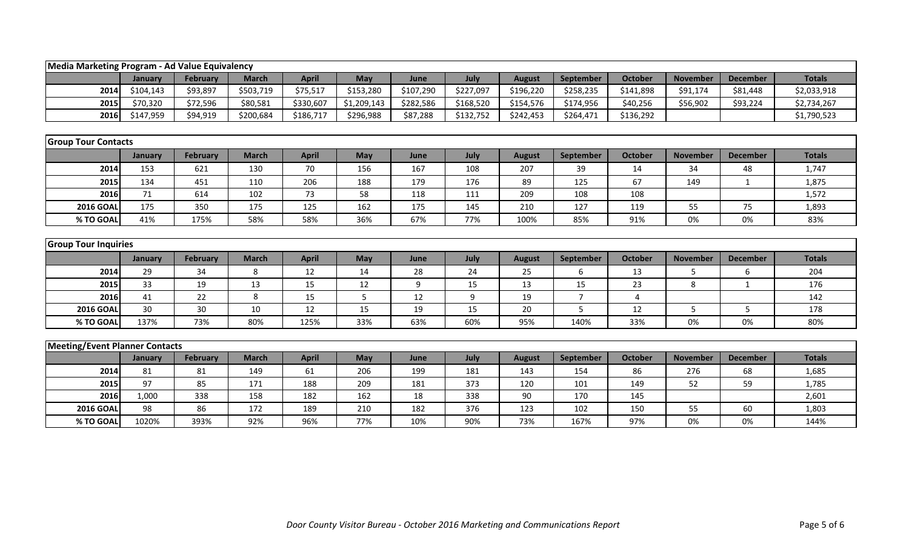| Media Marketing Program - Ad Value Equivalency | | | | | | | | | | | | | |
|---|---|---|---|---|---|---|---|---|---|---|---|---|---|
| | January | February | March | April | May | June | July | August | September | October | November | December | Totals |
| 2014 | $104,143 | $93,897 | $503,719 | $75,517 | $153,280 | $107,290 | $227,097 | $196,220 | $258,235 | $141,898 | $91,174 | $81,448 | $2,033,918 |
| 2015 | $70,320 | $72,596 | $80,581 | $330,607 | $1,209,143 | $282,586 | $168,520 | $154,576 | $174,956 | $40,256 | $56,902 | $93,224 | $2,734,267 |
| 2016 | $147,959 | $94,919 | $200,684 | $186,717 | $296,988 | $87,288 | $132,752 | $242,453 | $264,471 | $136,292 | | | $1,790,523 |

| Group Tour Contacts | | | | | | | | | | | | | |
|---|---|---|---|---|---|---|---|---|---|---|---|---|---|
| | January | February | March | April | May | June | July | August | September | October | November | December | Totals |
| 2014 | 153 | 621 | 130 | 70 | 156 | 167 | 108 | 207 | 39 | 14 | 34 | 48 | 1,747 |
| 2015 | 134 | 451 | 110 | 206 | 188 | 179 | 176 | 89 | 125 | 67 | 149 | 1 | 1,875 |
| 2016 | 71 | 614 | 102 | 73 | 58 | 118 | 111 | 209 | 108 | 108 | | | 1,572 |
| 2016 GOAL | 175 | 350 | 175 | 125 | 162 | 175 | 145 | 210 | 127 | 119 | 55 | 75 | 1,893 |
| % TO GOAL | 41% | 175% | 58% | 58% | 36% | 67% | 77% | 100% | 85% | 91% | 0% | 0% | 83% |

| Group Tour Inquiries | | | | | | | | | | | | | |
|---|---|---|---|---|---|---|---|---|---|---|---|---|---|
| | January | February | March | April | May | June | July | August | September | October | November | December | Totals |
| 2014 | 29 | 34 | 8 | 12 | 14 | 28 | 24 | 25 | 6 | 13 | 5 | 6 | 204 |
| 2015 | 33 | 19 | 13 | 15 | 12 | 9 | 15 | 13 | 15 | 23 | 8 | 1 | 176 |
| 2016 | 41 | 22 | 8 | 15 | 5 | 12 | 9 | 19 | 7 | 4 | | | 142 |
| 2016 GOAL | 30 | 30 | 10 | 12 | 15 | 19 | 15 | 20 | 5 | 12 | 5 | 5 | 178 |
| % TO GOAL | 137% | 73% | 80% | 125% | 33% | 63% | 60% | 95% | 140% | 33% | 0% | 0% | 80% |

| Meeting/Event Planner Contacts | | | | | | | | | | | | | |
|---|---|---|---|---|---|---|---|---|---|---|---|---|---|
| | January | February | March | April | May | June | July | August | September | October | November | December | Totals |
| 2014 | 81 | 81 | 149 | 61 | 206 | 199 | 181 | 143 | 154 | 86 | 276 | 68 | 1,685 |
| 2015 | 97 | 85 | 171 | 188 | 209 | 181 | 373 | 120 | 101 | 149 | 52 | 59 | 1,785 |
| 2016 | 1,000 | 338 | 158 | 182 | 162 | 18 | 338 | 90 | 170 | 145 | | | 2,601 |
| 2016 GOAL | 98 | 86 | 172 | 189 | 210 | 182 | 376 | 123 | 102 | 150 | 55 | 60 | 1,803 |
| % TO GOAL | 1020% | 393% | 92% | 96% | 77% | 10% | 90% | 73% | 167% | 97% | 0% | 0% | 144% |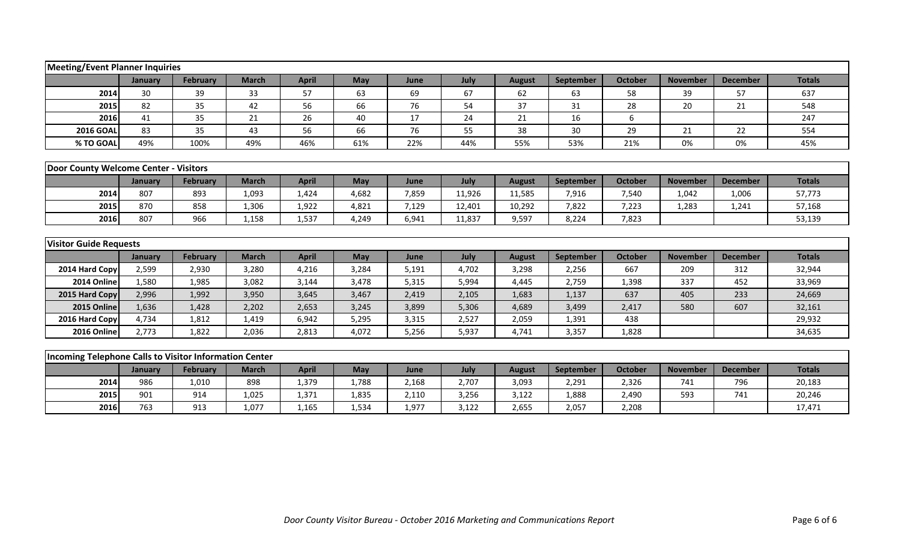| Meeting/Event Planner Inquiries | | | | | | | | | | | | | |
|---|---|---|---|---|---|---|---|---|---|---|---|---|---|
| | January | February | March | April | May | June | July | August | September | October | November | December | Totals |
| 2014 | 30 | 39 | 33 | 57 | 63 | 69 | 67 | 62 | 63 | 58 | 39 | 57 | 637 |
| 2015 | 82 | 35 | 42 | 56 | 66 | 76 | 54 | 37 | 31 | 28 | 20 | 21 | 548 |
| 2016 | 41 | 35 | 21 | 26 | 40 | 17 | 24 | 21 | 16 | 6 | | | 247 |
| 2016 GOAL | 83 | 35 | 43 | 56 | 66 | 76 | 55 | 38 | 30 | 29 | 21 | 22 | 554 |
| % TO GOAL | 49% | 100% | 49% | 46% | 61% | 22% | 44% | 55% | 53% | 21% | 0% | 0% | 45% |

| Door County Welcome Center - Visitors | | | | | | | | | | | | | |
|---|---|---|---|---|---|---|---|---|---|---|---|---|---|
| | January | February | March | April | May | June | July | August | September | October | November | December | Totals |
| 2014 | 807 | 893 | 1,093 | 1,424 | 4,682 | 7,859 | 11,926 | 11,585 | 7,916 | 7,540 | 1,042 | 1,006 | 57,773 |
| 2015 | 870 | 858 | 1,306 | 1,922 | 4,821 | 7,129 | 12,401 | 10,292 | 7,822 | 7,223 | 1,283 | 1,241 | 57,168 |
| 2016 | 807 | 966 | 1,158 | 1,537 | 4,249 | 6,941 | 11,837 | 9,597 | 8,224 | 7,823 | | | 53,139 |

| Visitor Guide Requests | | | | | | | | | | | | | |
|---|---|---|---|---|---|---|---|---|---|---|---|---|---|
| | January | February | March | April | May | June | July | August | September | October | November | December | Totals |
| 2014 Hard Copy | 2,599 | 2,930 | 3,280 | 4,216 | 3,284 | 5,191 | 4,702 | 3,298 | 2,256 | 667 | 209 | 312 | 32,944 |
| 2014 Online | 1,580 | 1,985 | 3,082 | 3,144 | 3,478 | 5,315 | 5,994 | 4,445 | 2,759 | 1,398 | 337 | 452 | 33,969 |
| 2015 Hard Copy | 2,996 | 1,992 | 3,950 | 3,645 | 3,467 | 2,419 | 2,105 | 1,683 | 1,137 | 637 | 405 | 233 | 24,669 |
| 2015 Online | 1,636 | 1,428 | 2,202 | 2,653 | 3,245 | 3,899 | 5,306 | 4,689 | 3,499 | 2,417 | 580 | 607 | 32,161 |
| 2016 Hard Copy | 4,734 | 1,812 | 1,419 | 6,942 | 5,295 | 3,315 | 2,527 | 2,059 | 1,391 | 438 | | | 29,932 |
| 2016 Online | 2,773 | 1,822 | 2,036 | 2,813 | 4,072 | 5,256 | 5,937 | 4,741 | 3,357 | 1,828 | | | 34,635 |

| Incoming Telephone Calls to Visitor Information Center | | | | | | | | | | | | | |
|---|---|---|---|---|---|---|---|---|---|---|---|---|---|
| | January | February | March | April | May | June | July | August | September | October | November | December | Totals |
| 2014 | 986 | 1,010 | 898 | 1,379 | 1,788 | 2,168 | 2,707 | 3,093 | 2,291 | 2,326 | 741 | 796 | 20,183 |
| 2015 | 901 | 914 | 1,025 | 1,371 | 1,835 | 2,110 | 3,256 | 3,122 | 1,888 | 2,490 | 593 | 741 | 20,246 |
| 2016 | 763 | 913 | 1,077 | 1,165 | 1,534 | 1,977 | 3,122 | 2,655 | 2,057 | 2,208 | | | 17,471 |